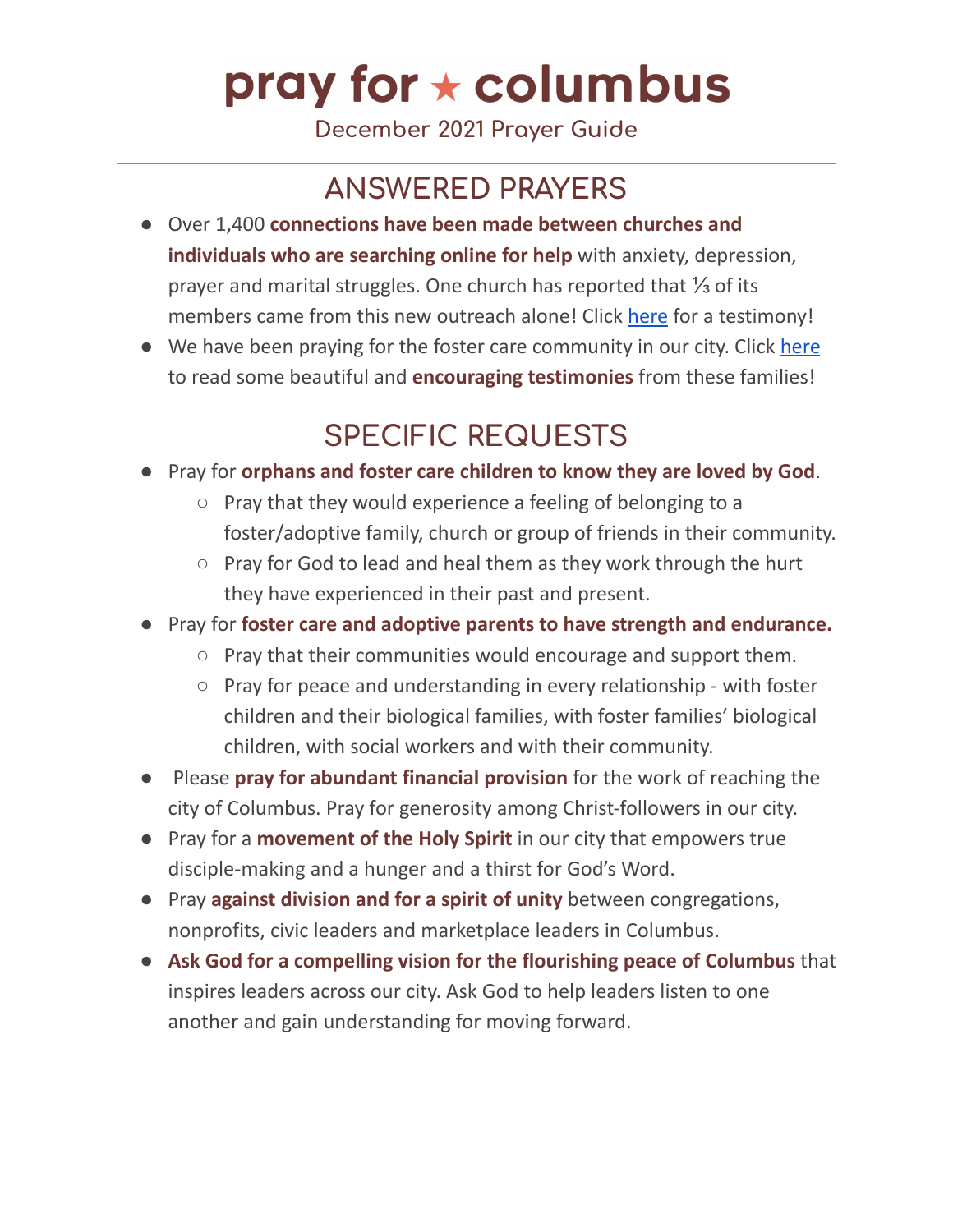# pray for ★ columbus

December 2021 Prayer Guide

---

## ANSWERED PRAYERS

- Over 1,400 **connections have been made between churches and individuals who are searching online for help** with anxiety, depression, prayer and marital struggles. One church has reported that ⅓ of its members came from this new outreach alone! Click here for a testimony!
- We have been praying for the foster care community in our city. Click here to read some beautiful and **encouraging testimonies** from these families!

---

## SPECIFIC REQUESTS

- Pray for **orphans and foster care children to know they are loved by God**.
  - Pray that they would experience a feeling of belonging to a foster/adoptive family, church or group of friends in their community.
  - Pray for God to lead and heal them as they work through the hurt they have experienced in their past and present.
- Pray for **foster care and adoptive parents to have strength and endurance.**
  - Pray that their communities would encourage and support them.
  - Pray for peace and understanding in every relationship - with foster children and their biological families, with foster families' biological children, with social workers and with their community.
- Please **pray for abundant financial provision** for the work of reaching the city of Columbus. Pray for generosity among Christ-followers in our city.
- Pray for a **movement of the Holy Spirit** in our city that empowers true disciple-making and a hunger and a thirst for God's Word.
- Pray **against division and for a spirit of unity** between congregations, nonprofits, civic leaders and marketplace leaders in Columbus.
- **Ask God for a compelling vision for the flourishing peace of Columbus** that inspires leaders across our city. Ask God to help leaders listen to one another and gain understanding for moving forward.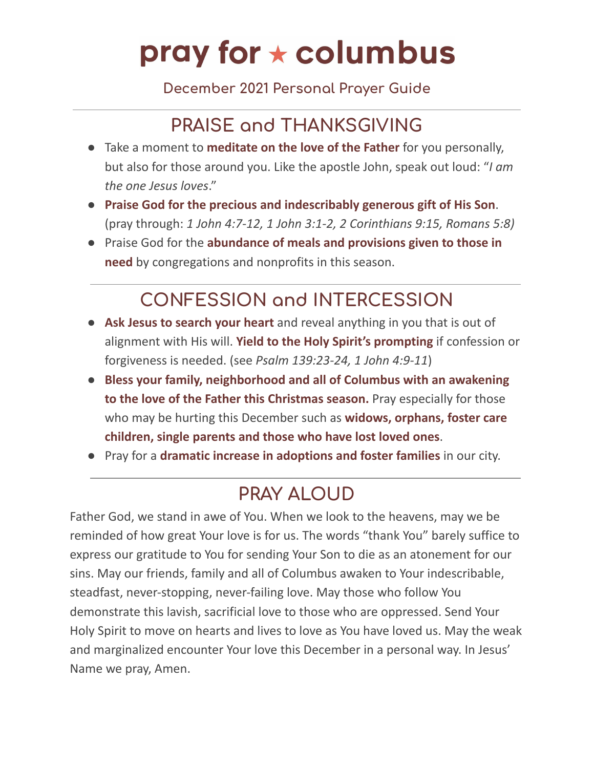# pray for ⋆ columbus

December 2021 Personal Prayer Guide

## PRAISE and THANKSGIVING

- Take a moment to **meditate on the love of the Father** for you personally, but also for those around you. Like the apostle John, speak out loud: "*I am the one Jesus loves*."
- **Praise God for the precious and indescribably generous gift of His Son**. (pray through: *1 John 4:7-12, 1 John 3:1-2, 2 Corinthians 9:15, Romans 5:8)*
- Praise God for the **abundance of meals and provisions given to those in need** by congregations and nonprofits in this season.

## CONFESSION and INTERCESSION

- **Ask Jesus to search your heart** and reveal anything in you that is out of alignment with His will. **Yield to the Holy Spirit's prompting** if confession or forgiveness is needed. (see *Psalm 139:23-24, 1 John 4:9-11*)
- **Bless your family, neighborhood and all of Columbus with an awakening to the love of the Father this Christmas season.** Pray especially for those who may be hurting this December such as **widows, orphans, foster care children, single parents and those who have lost loved ones**.
- Pray for a **dramatic increase in adoptions and foster families** in our city.

## PRAY ALOUD

Father God, we stand in awe of You. When we look to the heavens, may we be reminded of how great Your love is for us. The words "thank You" barely suffice to express our gratitude to You for sending Your Son to die as an atonement for our sins. May our friends, family and all of Columbus awaken to Your indescribable, steadfast, never-stopping, never-failing love. May those who follow You demonstrate this lavish, sacrificial love to those who are oppressed. Send Your Holy Spirit to move on hearts and lives to love as You have loved us. May the weak and marginalized encounter Your love this December in a personal way. In Jesus' Name we pray, Amen.